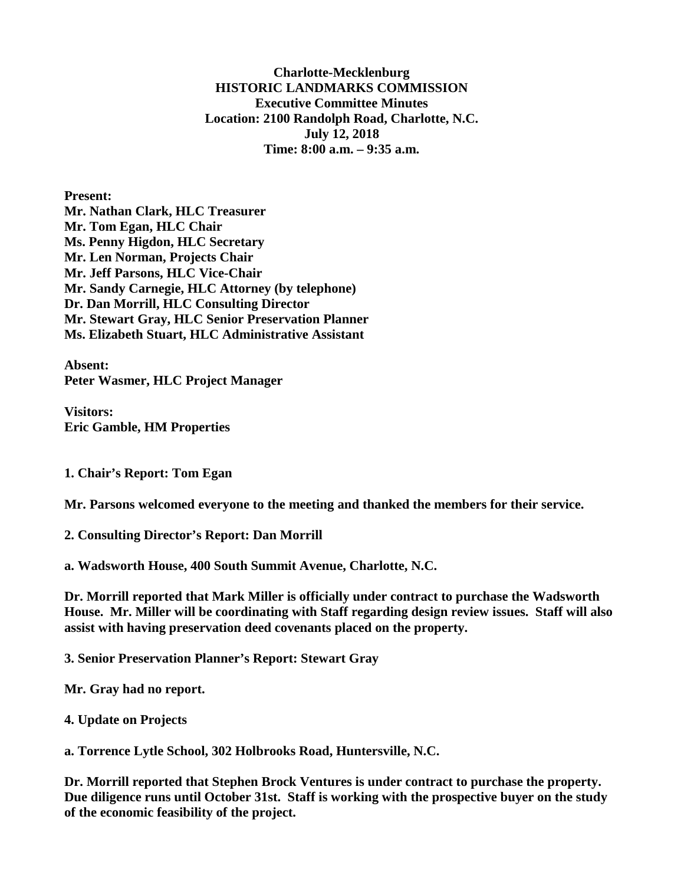**Charlotte-Mecklenburg**
**HISTORIC LANDMARKS COMMISSION**
**Executive Committee Minutes**
**Location: 2100 Randolph Road, Charlotte, N.C.**
**July 12, 2018**
**Time: 8:00 a.m. – 9:35 a.m.**

**Present:**
**Mr. Nathan Clark, HLC Treasurer**
**Mr. Tom Egan, HLC Chair**
**Ms. Penny Higdon, HLC Secretary**
**Mr. Len Norman, Projects Chair**
**Mr. Jeff Parsons, HLC Vice-Chair**
**Mr. Sandy Carnegie, HLC Attorney (by telephone)**
**Dr. Dan Morrill, HLC Consulting Director**
**Mr. Stewart Gray, HLC Senior Preservation Planner**
**Ms. Elizabeth Stuart, HLC Administrative Assistant**

**Absent:**
**Peter Wasmer, HLC Project Manager**

**Visitors:**
**Eric Gamble, HM Properties**

**1. Chair's Report: Tom Egan**

**Mr. Parsons welcomed everyone to the meeting and thanked the members for their service.**

**2. Consulting Director's Report: Dan Morrill**

**a. Wadsworth House, 400 South Summit Avenue, Charlotte, N.C.**

**Dr. Morrill reported that Mark Miller is officially under contract to purchase the Wadsworth House. Mr. Miller will be coordinating with Staff regarding design review issues. Staff will also assist with having preservation deed covenants placed on the property.**

**3. Senior Preservation Planner's Report: Stewart Gray**

**Mr. Gray had no report.**

**4. Update on Projects**

**a. Torrence Lytle School, 302 Holbrooks Road, Huntersville, N.C.**

**Dr. Morrill reported that Stephen Brock Ventures is under contract to purchase the property. Due diligence runs until October 31st. Staff is working with the prospective buyer on the study of the economic feasibility of the project.**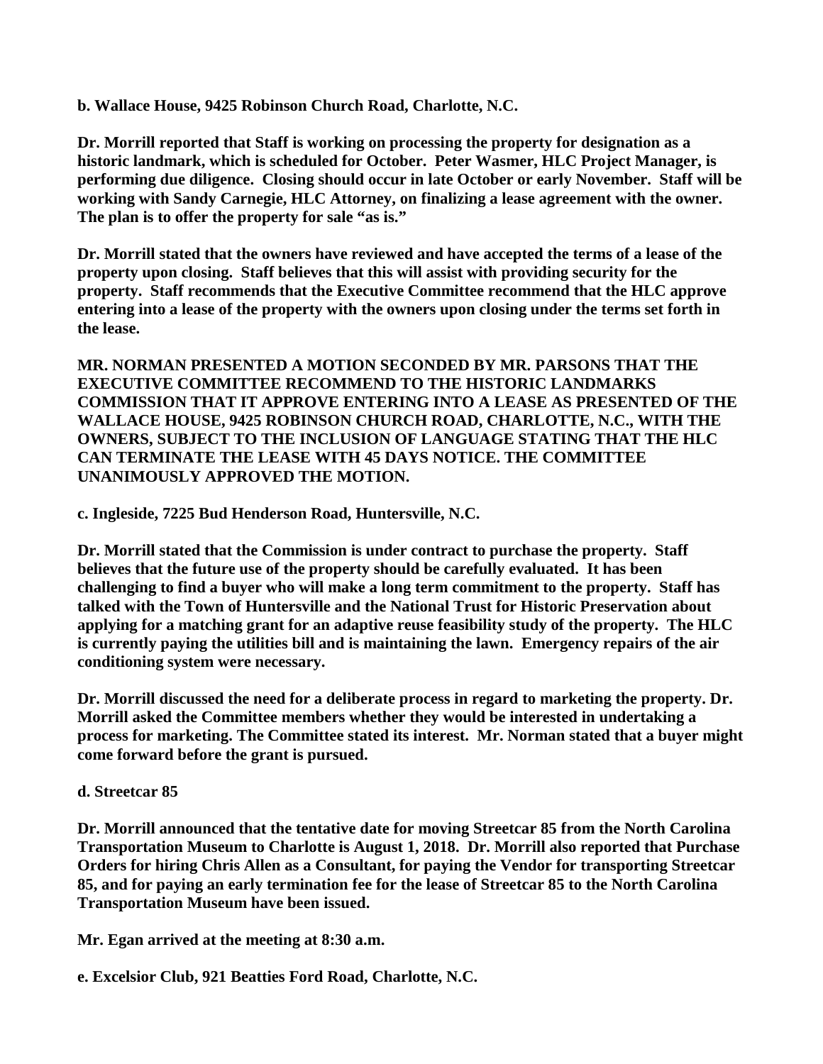**b. Wallace House, 9425 Robinson Church Road, Charlotte, N.C.**

**Dr. Morrill reported that Staff is working on processing the property for designation as a historic landmark, which is scheduled for October. Peter Wasmer, HLC Project Manager, is performing due diligence. Closing should occur in late October or early November. Staff will be working with Sandy Carnegie, HLC Attorney, on finalizing a lease agreement with the owner. The plan is to offer the property for sale "as is."**

**Dr. Morrill stated that the owners have reviewed and have accepted the terms of a lease of the property upon closing. Staff believes that this will assist with providing security for the property. Staff recommends that the Executive Committee recommend that the HLC approve entering into a lease of the property with the owners upon closing under the terms set forth in the lease.**

**MR. NORMAN PRESENTED A MOTION SECONDED BY MR. PARSONS THAT THE EXECUTIVE COMMITTEE RECOMMEND TO THE HISTORIC LANDMARKS COMMISSION THAT IT APPROVE ENTERING INTO A LEASE AS PRESENTED OF THE WALLACE HOUSE, 9425 ROBINSON CHURCH ROAD, CHARLOTTE, N.C., WITH THE OWNERS, SUBJECT TO THE INCLUSION OF LANGUAGE STATING THAT THE HLC CAN TERMINATE THE LEASE WITH 45 DAYS NOTICE. THE COMMITTEE UNANIMOUSLY APPROVED THE MOTION.**

**c. Ingleside, 7225 Bud Henderson Road, Huntersville, N.C.**

**Dr. Morrill stated that the Commission is under contract to purchase the property. Staff believes that the future use of the property should be carefully evaluated. It has been challenging to find a buyer who will make a long term commitment to the property. Staff has talked with the Town of Huntersville and the National Trust for Historic Preservation about applying for a matching grant for an adaptive reuse feasibility study of the property. The HLC is currently paying the utilities bill and is maintaining the lawn. Emergency repairs of the air conditioning system were necessary.**

**Dr. Morrill discussed the need for a deliberate process in regard to marketing the property. Dr. Morrill asked the Committee members whether they would be interested in undertaking a process for marketing. The Committee stated its interest. Mr. Norman stated that a buyer might come forward before the grant is pursued.**

**d. Streetcar 85**

**Dr. Morrill announced that the tentative date for moving Streetcar 85 from the North Carolina Transportation Museum to Charlotte is August 1, 2018. Dr. Morrill also reported that Purchase Orders for hiring Chris Allen as a Consultant, for paying the Vendor for transporting Streetcar 85, and for paying an early termination fee for the lease of Streetcar 85 to the North Carolina Transportation Museum have been issued.**

**Mr. Egan arrived at the meeting at 8:30 a.m.**

**e. Excelsior Club, 921 Beatties Ford Road, Charlotte, N.C.**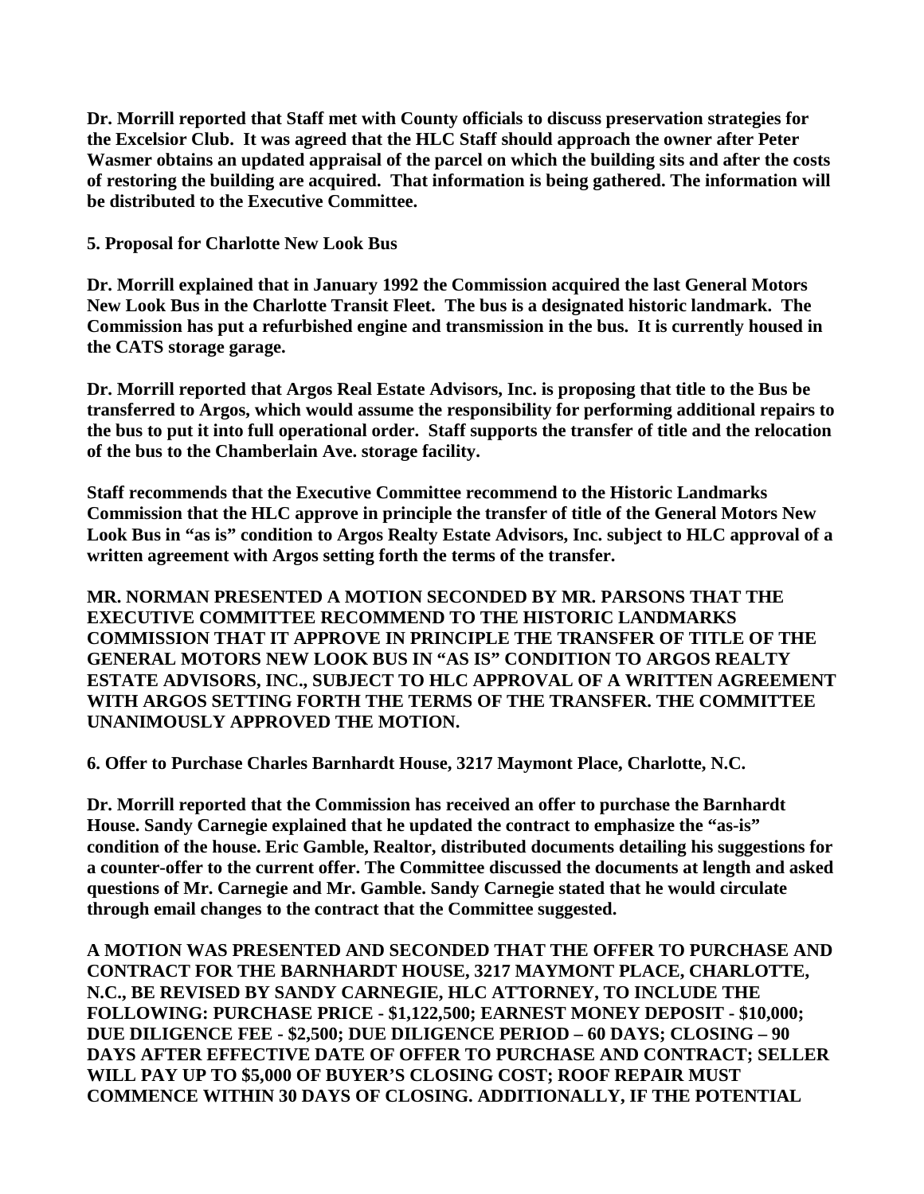**Dr. Morrill reported that Staff met with County officials to discuss preservation strategies for the Excelsior Club. It was agreed that the HLC Staff should approach the owner after Peter Wasmer obtains an updated appraisal of the parcel on which the building sits and after the costs of restoring the building are acquired. That information is being gathered. The information will be distributed to the Executive Committee.**

**5. Proposal for Charlotte New Look Bus**

**Dr. Morrill explained that in January 1992 the Commission acquired the last General Motors New Look Bus in the Charlotte Transit Fleet. The bus is a designated historic landmark. The Commission has put a refurbished engine and transmission in the bus. It is currently housed in the CATS storage garage.**

**Dr. Morrill reported that Argos Real Estate Advisors, Inc. is proposing that title to the Bus be transferred to Argos, which would assume the responsibility for performing additional repairs to the bus to put it into full operational order. Staff supports the transfer of title and the relocation of the bus to the Chamberlain Ave. storage facility.**

**Staff recommends that the Executive Committee recommend to the Historic Landmarks Commission that the HLC approve in principle the transfer of title of the General Motors New Look Bus in "as is" condition to Argos Realty Estate Advisors, Inc. subject to HLC approval of a written agreement with Argos setting forth the terms of the transfer.**

**MR. NORMAN PRESENTED A MOTION SECONDED BY MR. PARSONS THAT THE EXECUTIVE COMMITTEE RECOMMEND TO THE HISTORIC LANDMARKS COMMISSION THAT IT APPROVE IN PRINCIPLE THE TRANSFER OF TITLE OF THE GENERAL MOTORS NEW LOOK BUS IN "AS IS" CONDITION TO ARGOS REALTY ESTATE ADVISORS, INC., SUBJECT TO HLC APPROVAL OF A WRITTEN AGREEMENT WITH ARGOS SETTING FORTH THE TERMS OF THE TRANSFER. THE COMMITTEE UNANIMOUSLY APPROVED THE MOTION.**

**6. Offer to Purchase Charles Barnhardt House, 3217 Maymont Place, Charlotte, N.C.**

**Dr. Morrill reported that the Commission has received an offer to purchase the Barnhardt House. Sandy Carnegie explained that he updated the contract to emphasize the "as-is" condition of the house. Eric Gamble, Realtor, distributed documents detailing his suggestions for a counter-offer to the current offer. The Committee discussed the documents at length and asked questions of Mr. Carnegie and Mr. Gamble. Sandy Carnegie stated that he would circulate through email changes to the contract that the Committee suggested.**

**A MOTION WAS PRESENTED AND SECONDED THAT THE OFFER TO PURCHASE AND CONTRACT FOR THE BARNHARDT HOUSE, 3217 MAYMONT PLACE, CHARLOTTE, N.C., BE REVISED BY SANDY CARNEGIE, HLC ATTORNEY, TO INCLUDE THE FOLLOWING: PURCHASE PRICE - $1,122,500; EARNEST MONEY DEPOSIT - $10,000; DUE DILIGENCE FEE - $2,500; DUE DILIGENCE PERIOD – 60 DAYS; CLOSING – 90 DAYS AFTER EFFECTIVE DATE OF OFFER TO PURCHASE AND CONTRACT; SELLER WILL PAY UP TO $5,000 OF BUYER'S CLOSING COST; ROOF REPAIR MUST COMMENCE WITHIN 30 DAYS OF CLOSING. ADDITIONALLY, IF THE POTENTIAL**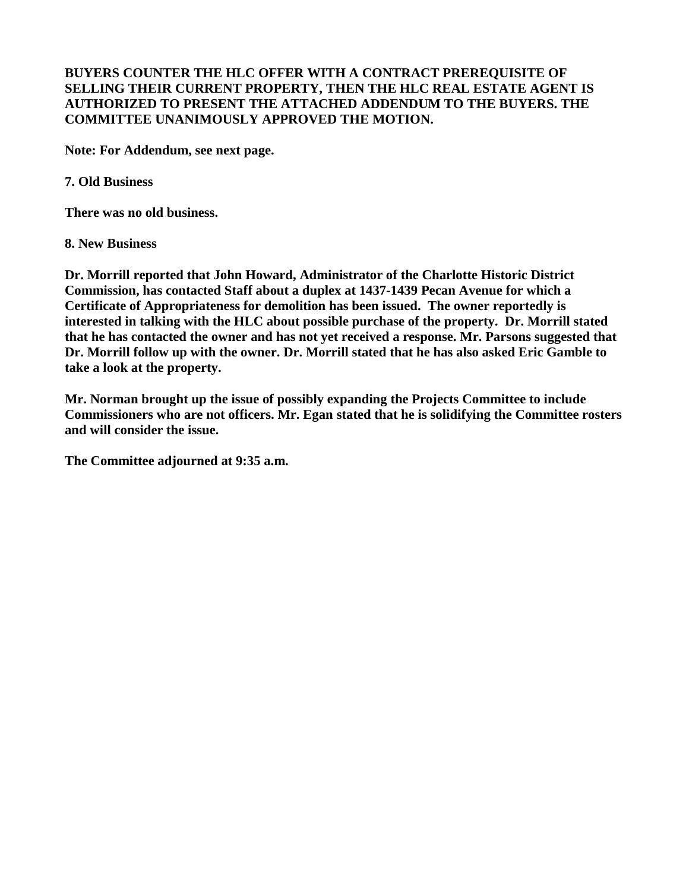**BUYERS COUNTER THE HLC OFFER WITH A CONTRACT PREREQUISITE OF SELLING THEIR CURRENT PROPERTY, THEN THE HLC REAL ESTATE AGENT IS AUTHORIZED TO PRESENT THE ATTACHED ADDENDUM TO THE BUYERS. THE COMMITTEE UNANIMOUSLY APPROVED THE MOTION.**

**Note: For Addendum, see next page.**

**7. Old Business**

**There was no old business.**

**8. New Business**

**Dr. Morrill reported that John Howard, Administrator of the Charlotte Historic District Commission, has contacted Staff about a duplex at 1437-1439 Pecan Avenue for which a Certificate of Appropriateness for demolition has been issued. The owner reportedly is interested in talking with the HLC about possible purchase of the property. Dr. Morrill stated that he has contacted the owner and has not yet received a response. Mr. Parsons suggested that Dr. Morrill follow up with the owner. Dr. Morrill stated that he has also asked Eric Gamble to take a look at the property.**

**Mr. Norman brought up the issue of possibly expanding the Projects Committee to include Commissioners who are not officers. Mr. Egan stated that he is solidifying the Committee rosters and will consider the issue.**

**The Committee adjourned at 9:35 a.m.**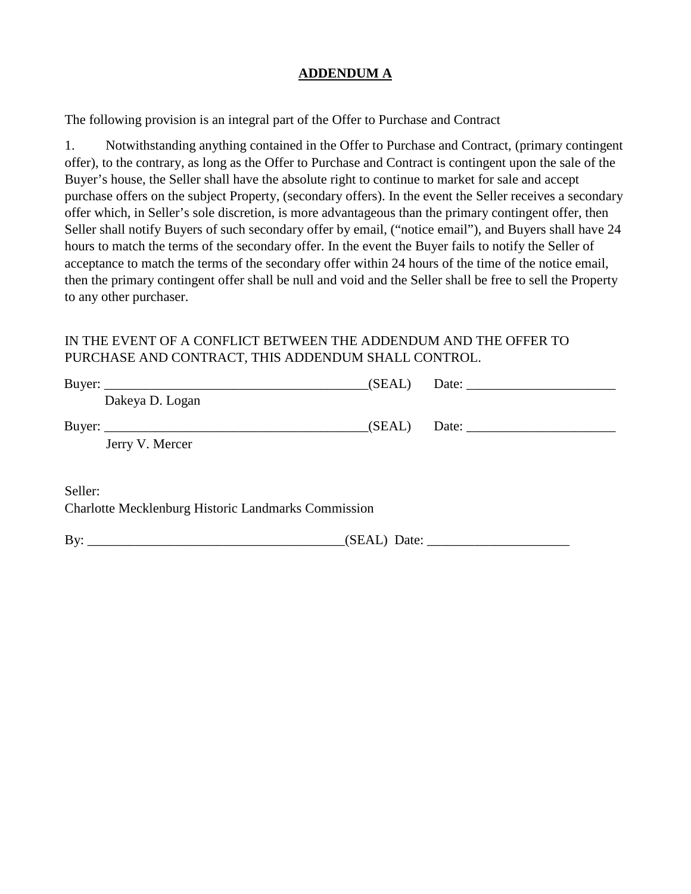**ADDENDUM A**

The following provision is an integral part of the Offer to Purchase and Contract

1. Notwithstanding anything contained in the Offer to Purchase and Contract, (primary contingent offer), to the contrary, as long as the Offer to Purchase and Contract is contingent upon the sale of the Buyer's house, the Seller shall have the absolute right to continue to market for sale and accept purchase offers on the subject Property, (secondary offers). In the event the Seller receives a secondary offer which, in Seller's sole discretion, is more advantageous than the primary contingent offer, then Seller shall notify Buyers of such secondary offer by email, ("notice email"), and Buyers shall have 24 hours to match the terms of the secondary offer. In the event the Buyer fails to notify the Seller of acceptance to match the terms of the secondary offer within 24 hours of the time of the notice email, then the primary contingent offer shall be null and void and the Seller shall be free to sell the Property to any other purchaser.

IN THE EVENT OF A CONFLICT BETWEEN THE ADDENDUM AND THE OFFER TO PURCHASE AND CONTRACT, THIS ADDENDUM SHALL CONTROL.

Buyer: _______________________________________(SEAL) Date: ______________________
Dakeya D. Logan

Buyer: _______________________________________(SEAL) Date: ______________________
Jerry V. Mercer

Seller:
Charlotte Mecklenburg Historic Landmarks Commission

By: _____________________________________(SEAL) Date: ____________________